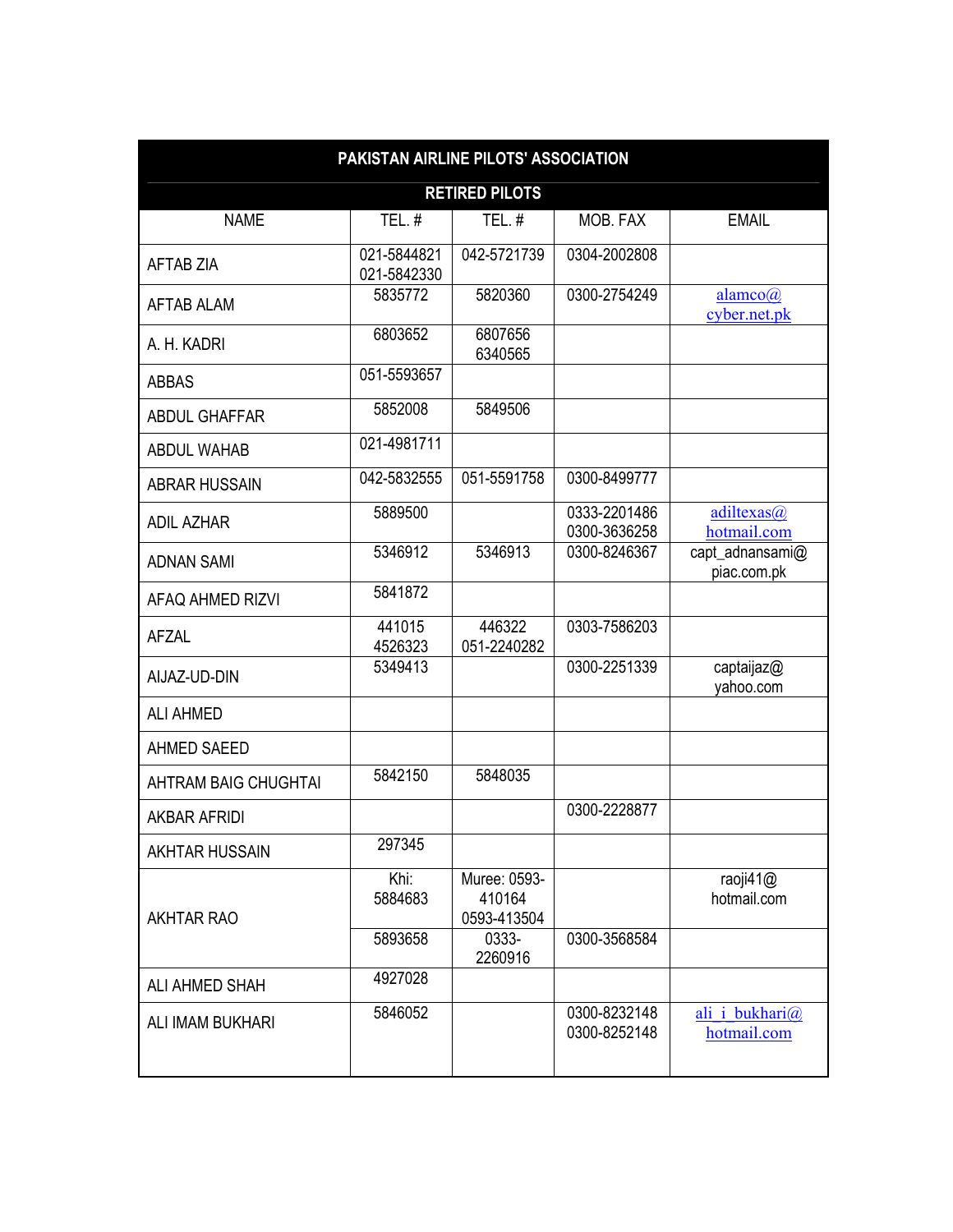| PAKISTAN AIRLINE PILOTS' ASSOCIATION | | | | |
|---|---|---|---|---|
| RETIRED PILOTS | | | | |
| NAME | TEL. # | TEL. # | MOB. FAX | EMAIL |
| AFTAB ZIA | 021-5844821 021-5842330 | 042-5721739 | 0304-2002808 | |
| AFTAB ALAM | 5835772 | 5820360 | 0300-2754249 | alamco@cyber.net.pk |
| A. H. KADRI | 6803652 | 6807656 6340565 | | |
| ABBAS | 051-5593657 | | | |
| ABDUL GHAFFAR | 5852008 | 5849506 | | |
| ABDUL WAHAB | 021-4981711 | | | |
| ABRAR HUSSAIN | 042-5832555 | 051-5591758 | 0300-8499777 | |
| ADIL AZHAR | 5889500 | | 0333-2201486 0300-3636258 | adiltexas@hotmail.com |
| ADNAN SAMI | 5346912 | 5346913 | 0300-8246367 | capt_adnansami@piac.com.pk |
| AFAQ AHMED RIZVI | 5841872 | | | |
| AFZAL | 441015 4526323 | 446322 051-2240282 | 0303-7586203 | |
| AIJAZ-UD-DIN | 5349413 | | 0300-2251339 | captaijaz@yahoo.com |
| ALI AHMED | | | | |
| AHMED SAEED | | | | |
| AHTRAM BAIG CHUGHTAI | 5842150 | 5848035 | | |
| AKBAR AFRIDI | | | 0300-2228877 | |
| AKHTAR HUSSAIN | 297345 | | | |
| AKHTAR RAO | Khi: 5884683 | Muree: 0593-410164 0593-413504 | | raoji41@hotmail.com |
| | 5893658 | 0333-2260916 | 0300-3568584 | |
| ALI AHMED SHAH | 4927028 | | | |
| ALI IMAM BUKHARI | 5846052 | | 0300-8232148 0300-8252148 | ali_i_bukhari@hotmail.com |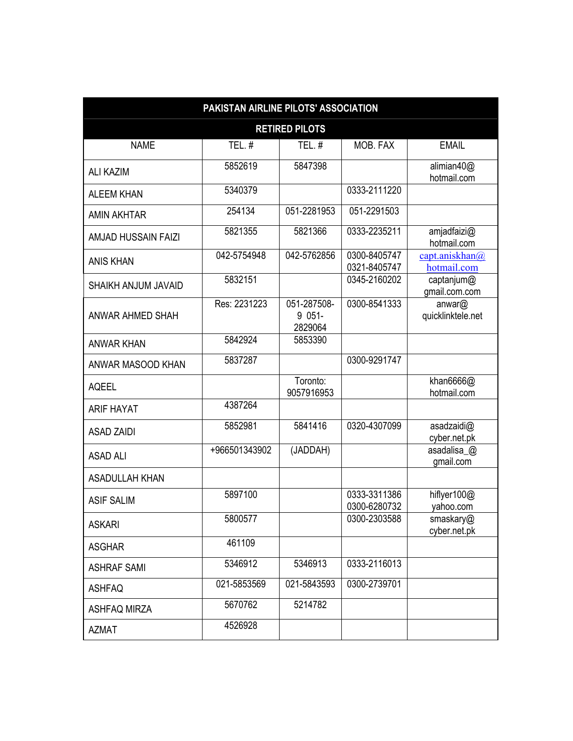| PAKISTAN AIRLINE PILOTS' ASSOCIATION | | | | |
|---|---|---|---|---|
| RETIRED PILOTS | | | | |
| NAME | TEL. # | TEL. # | MOB. FAX | EMAIL |
| ALI KAZIM | 5852619 | 5847398 | | alimian40@ hotmail.com |
| ALEEM KHAN | 5340379 | | 0333-2111220 | |
| AMIN AKHTAR | 254134 | 051-2281953 | 051-2291503 | |
| AMJAD HUSSAIN FAIZI | 5821355 | 5821366 | 0333-2235211 | amjadfaizi@ hotmail.com |
| ANIS KHAN | 042-5754948 | 042-5762856 | 0300-8405747 0321-8405747 | capt.aniskhan@ hotmail.com |
| SHAIKH ANJUM JAVAID | 5832151 | | 0345-2160202 | captanjum@ gmail.com.com |
| ANWAR AHMED SHAH | Res: 2231223 | 051-287508-9 051-2829064 | 0300-8541333 | anwar@ quicklinktele.net |
| ANWAR KHAN | 5842924 | 5853390 | | |
| ANWAR MASOOD KHAN | 5837287 | | 0300-9291747 | |
| AQEEL | | Toronto: 9057916953 | | khan6666@ hotmail.com |
| ARIF HAYAT | 4387264 | | | |
| ASAD ZAIDI | 5852981 | 5841416 | 0320-4307099 | asadzaidi@ cyber.net.pk |
| ASAD ALI | +966501343902 | (JADDAH) | | asadalisa_@ gmail.com |
| ASADULLAH KHAN | | | | |
| ASIF SALIM | 5897100 | | 0333-3311386 0300-6280732 | hiflyer100@ yahoo.com |
| ASKARI | 5800577 | | 0300-2303588 | smaskary@ cyber.net.pk |
| ASGHAR | 461109 | | | |
| ASHRAF SAMI | 5346912 | 5346913 | 0333-2116013 | |
| ASHFAQ | 021-5853569 | 021-5843593 | 0300-2739701 | |
| ASHFAQ MIRZA | 5670762 | 5214782 | | |
| AZMAT | 4526928 | | | |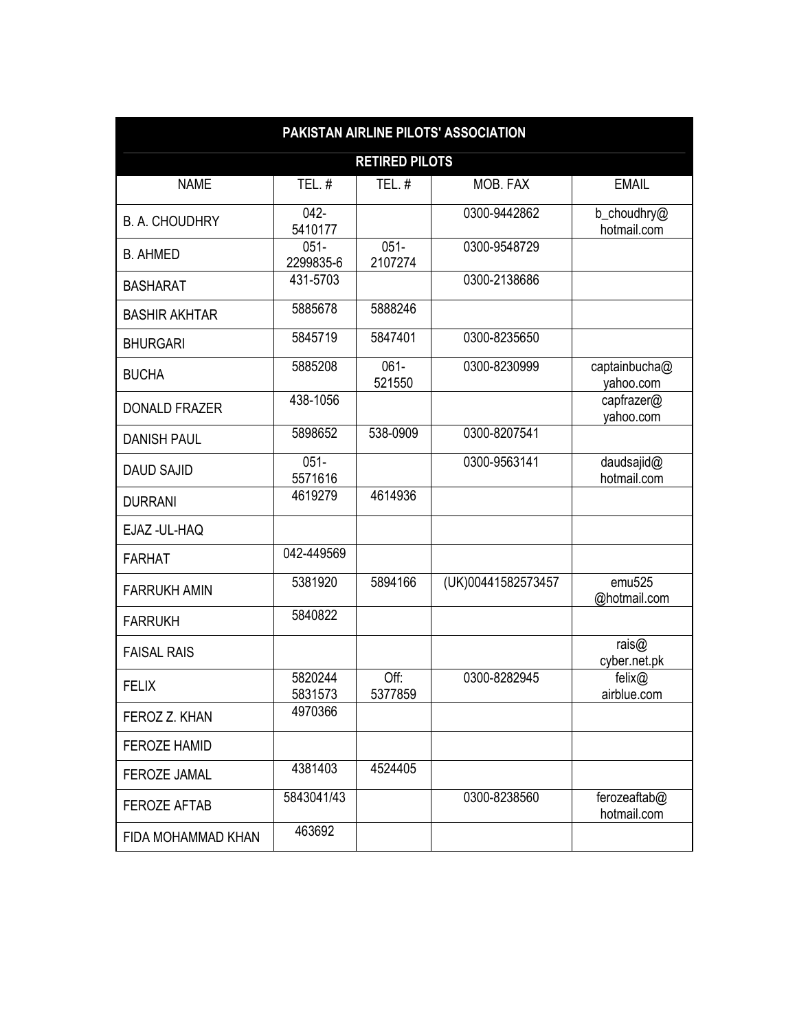| PAKISTAN AIRLINE PILOTS' ASSOCIATION | | | | |
|---|---|---|---|---|
| RETIRED PILOTS | | | | |
| NAME | TEL. # | TEL. # | MOB. FAX | EMAIL |
| B. A. CHOUDHRY | 042-5410177 | | 0300-9442862 | b_choudhry@hotmail.com |
| B. AHMED | 051-2299835-6 | 051-2107274 | 0300-9548729 | |
| BASHARAT | 431-5703 | | 0300-2138686 | |
| BASHIR AKHTAR | 5885678 | 5888246 | | |
| BHURGARI | 5845719 | 5847401 | 0300-8235650 | |
| BUCHA | 5885208 | 061-521550 | 0300-8230999 | captainbucha@yahoo.com |
| DONALD FRAZER | 438-1056 | | | capfrazer@yahoo.com |
| DANISH PAUL | 5898652 | 538-0909 | 0300-8207541 | |
| DAUD SAJID | 051-5571616 | | 0300-9563141 | daudsajid@hotmail.com |
| DURRANI | 4619279 | 4614936 | | |
| EJAZ -UL-HAQ | | | | |
| FARHAT | 042-449569 | | | |
| FARRUKH AMIN | 5381920 | 5894166 | (UK)00441582573457 | emu525@hotmail.com |
| FARRUKH | 5840822 | | | |
| FAISAL RAIS | | | | rais@cyber.net.pk |
| FELIX | 5820244 5831573 | Off: 5377859 | 0300-8282945 | felix@airblue.com |
| FEROZ Z. KHAN | 4970366 | | | |
| FEROZE HAMID | | | | |
| FEROZE JAMAL | 4381403 | 4524405 | | |
| FEROZE AFTAB | 5843041/43 | | 0300-8238560 | ferozeaftab@hotmail.com |
| FIDA MOHAMMAD KHAN | 463692 | | | |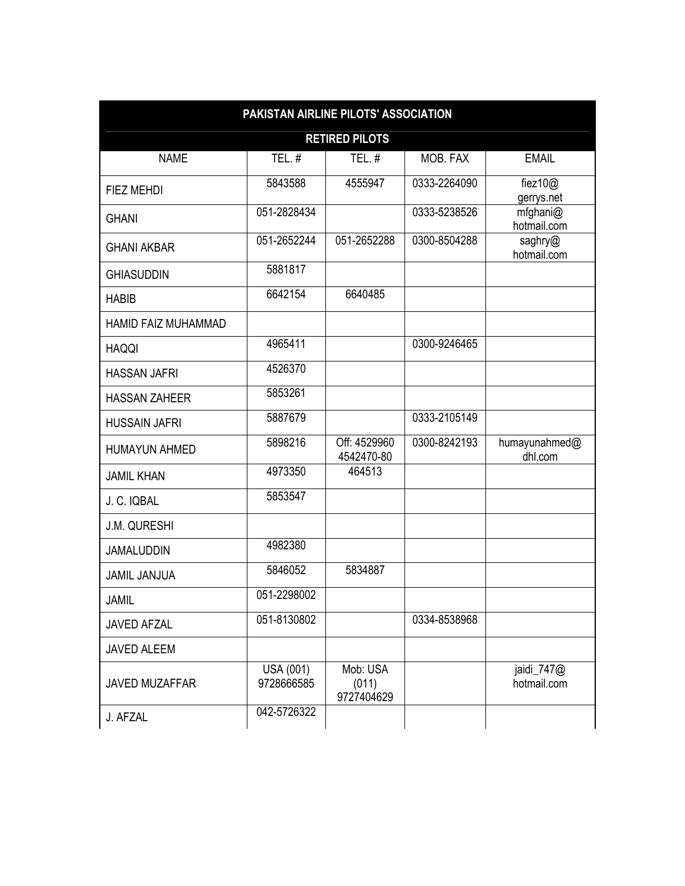| PAKISTAN AIRLINE PILOTS' ASSOCIATION | | | | |
|---|---|---|---|---|
| RETIRED PILOTS | | | | |
| NAME | TEL. # | TEL. # | MOB. FAX | EMAIL |
| FIEZ MEHDI | 5843588 | 4555947 | 0333-2264090 | fiez10@ gerrys.net |
| GHANI | 051-2828434 | | 0333-5238526 | mfghani@ hotmail.com |
| GHANI AKBAR | 051-2652244 | 051-2652288 | 0300-8504288 | saghry@ hotmail.com |
| GHIASUDDIN | 5881817 | | | |
| HABIB | 6642154 | 6640485 | | |
| HAMID FAIZ MUHAMMAD | | | | |
| HAQQI | 4965411 | | 0300-9246465 | |
| HASSAN JAFRI | 4526370 | | | |
| HASSAN ZAHEER | 5853261 | | | |
| HUSSAIN JAFRI | 5887679 | | 0333-2105149 | |
| HUMAYUN AHMED | 5898216 | Off: 4529960 4542470-80 | 0300-8242193 | humayunahmed@ dhl.com |
| JAMIL KHAN | 4973350 | 464513 | | |
| J. C. IQBAL | 5853547 | | | |
| J.M. QURESHI | | | | |
| JAMALUDDIN | 4982380 | | | |
| JAMIL JANJUA | 5846052 | 5834887 | | |
| JAMIL | 051-2298002 | | | |
| JAVED AFZAL | 051-8130802 | | 0334-8538968 | |
| JAVED ALEEM | | | | |
| JAVED MUZAFFAR | USA (001) 9728666585 | Mob: USA (011) 9727404629 | | jaidi_747@ hotmail.com |
| J. AFZAL | 042-5726322 | | | |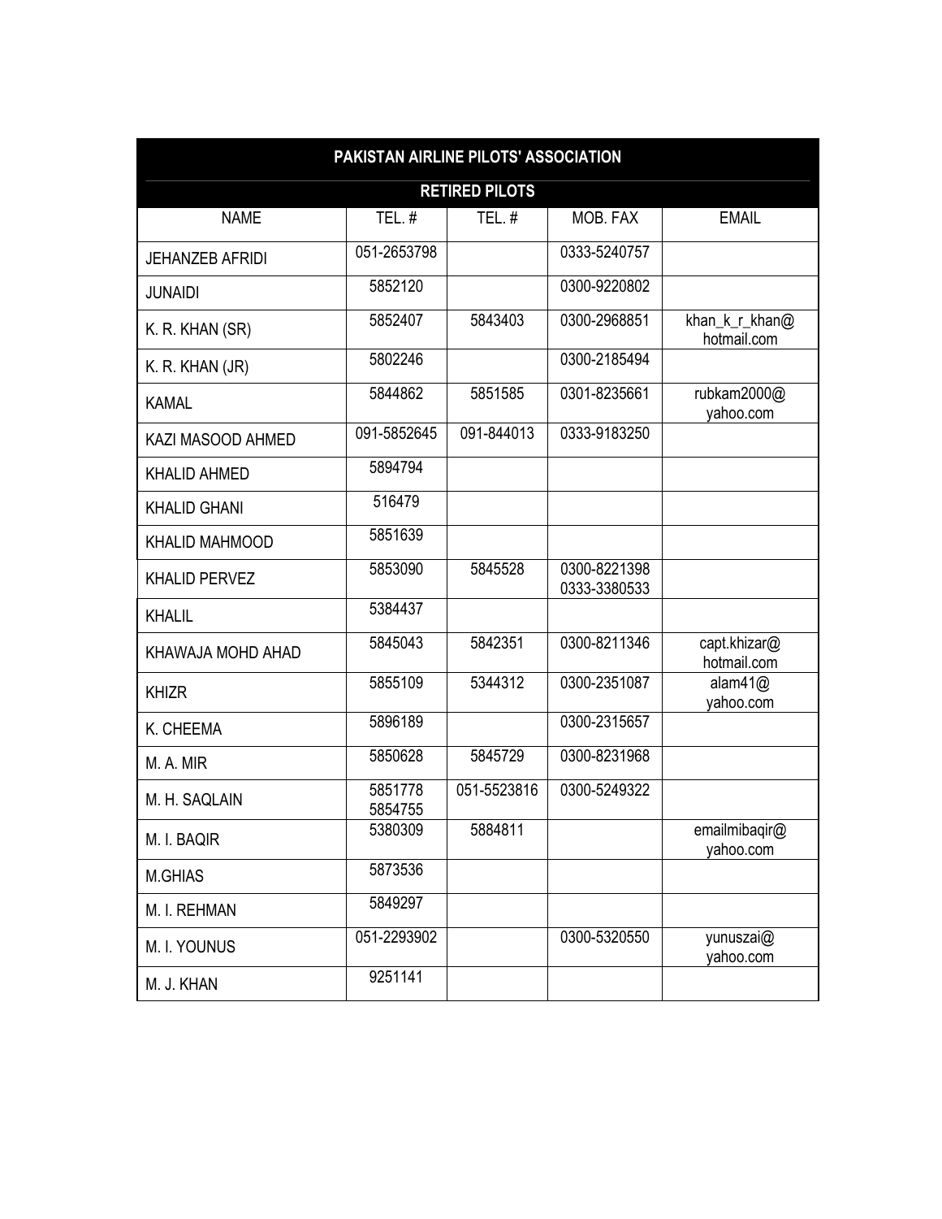| PAKISTAN AIRLINE PILOTS' ASSOCIATION | | | | |
|---|---|---|---|---|
| RETIRED PILOTS | | | | |
| NAME | TEL. # | TEL. # | MOB. FAX | EMAIL |
| JEHANZEB AFRIDI | 051-2653798 | | 0333-5240757 | |
| JUNAIDI | 5852120 | | 0300-9220802 | |
| K. R. KHAN (SR) | 5852407 | 5843403 | 0300-2968851 | khan_k_r_khan@ hotmail.com |
| K. R. KHAN (JR) | 5802246 | | 0300-2185494 | |
| KAMAL | 5844862 | 5851585 | 0301-8235661 | rubkam2000@ yahoo.com |
| KAZI MASOOD AHMED | 091-5852645 | 091-844013 | 0333-9183250 | |
| KHALID AHMED | 5894794 | | | |
| KHALID GHANI | 516479 | | | |
| KHALID MAHMOOD | 5851639 | | | |
| KHALID PERVEZ | 5853090 | 5845528 | 0300-8221398 0333-3380533 | |
| KHALIL | 5384437 | | | |
| KHAWAJA MOHD AHAD | 5845043 | 5842351 | 0300-8211346 | capt.khizar@ hotmail.com |
| KHIZR | 5855109 | 5344312 | 0300-2351087 | alam41@ yahoo.com |
| K. CHEEMA | 5896189 | | 0300-2315657 | |
| M. A. MIR | 5850628 | 5845729 | 0300-8231968 | |
| M. H. SAQLAIN | 5851778 5854755 | 051-5523816 | 0300-5249322 | |
| M. I. BAQIR | 5380309 | 5884811 | | emailmibaqir@ yahoo.com |
| M.GHIAS | 5873536 | | | |
| M. I. REHMAN | 5849297 | | | |
| M. I. YOUNUS | 051-2293902 | | 0300-5320550 | yunuszai@ yahoo.com |
| M. J. KHAN | 9251141 | | | |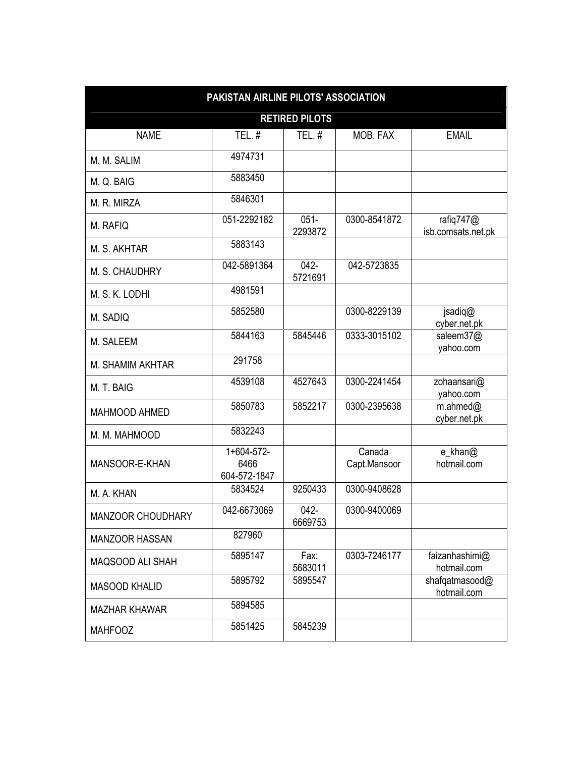| PAKISTAN AIRLINE PILOTS' ASSOCIATION | | | | |
|---|---|---|---|---|
| RETIRED PILOTS | | | | |
| NAME | TEL. # | TEL. # | MOB. FAX | EMAIL |
| M. M. SALIM | 4974731 | | | |
| M. Q. BAIG | 5883450 | | | |
| M. R. MIRZA | 5846301 | | | |
| M. RAFIQ | 051-2292182 | 051-2293872 | 0300-8541872 | rafiq747@isb.comsats.net.pk |
| M. S. AKHTAR | 5883143 | | | |
| M. S. CHAUDHRY | 042-5891364 | 042-5721691 | 042-5723835 | |
| M. S. K. LODHI | 4981591 | | | |
| M. SADIQ | 5852580 | | 0300-8229139 | jsadiq@cyber.net.pk |
| M. SALEEM | 5844163 | 5845446 | 0333-3015102 | saleem37@yahoo.com |
| M. SHAMIM AKHTAR | 291758 | | | |
| M. T. BAIG | 4539108 | 4527643 | 0300-2241454 | zohaansari@yahoo.com |
| MAHMOOD AHMED | 5850783 | 5852217 | 0300-2395638 | m.ahmed@cyber.net.pk |
| M. M. MAHMOOD | 5832243 | | | |
| MANSOOR-E-KHAN | 1+604-572-6466 604-572-1847 | | Canada Capt.Mansoor | e_khan@hotmail.com |
| M. A. KHAN | 5834524 | 9250433 | 0300-9408628 | |
| MANZOOR CHOUDHARY | 042-6673069 | 042-6669753 | 0300-9400069 | |
| MANZOOR HASSAN | 827960 | | | |
| MAQSOOD ALI SHAH | 5895147 | Fax: 5683011 | 0303-7246177 | faizanhashimi@hotmail.com |
| MASOOD KHALID | 5895792 | 5895547 | | shafqatmasood@hotmail.com |
| MAZHAR KHAWAR | 5894585 | | | |
| MAHFOOZ | 5851425 | 5845239 | | |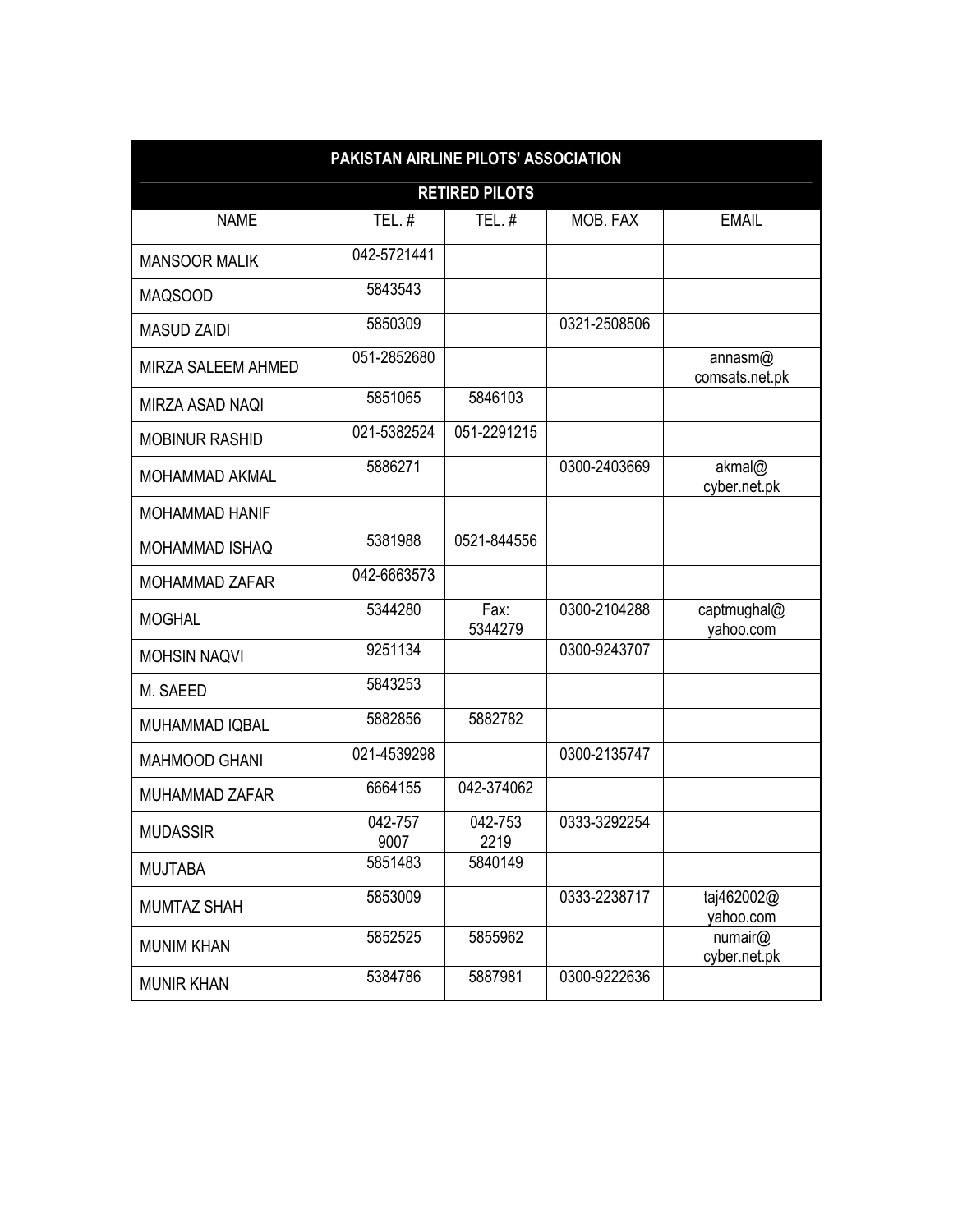| PAKISTAN AIRLINE PILOTS' ASSOCIATION | | | | |
|---|---|---|---|---|
| RETIRED PILOTS | | | | |
| NAME | TEL. # | TEL. # | MOB. FAX | EMAIL |
| MANSOOR MALIK | 042-5721441 | | | |
| MAQSOOD | 5843543 | | | |
| MASUD ZAIDI | 5850309 | | 0321-2508506 | |
| MIRZA SALEEM AHMED | 051-2852680 | | | annasm@ comsats.net.pk |
| MIRZA ASAD NAQI | 5851065 | 5846103 | | |
| MOBINUR RASHID | 021-5382524 | 051-2291215 | | |
| MOHAMMAD AKMAL | 5886271 | | 0300-2403669 | akmal@ cyber.net.pk |
| MOHAMMAD HANIF | | | | |
| MOHAMMAD ISHAQ | 5381988 | 0521-844556 | | |
| MOHAMMAD ZAFAR | 042-6663573 | | | |
| MOGHAL | 5344280 | Fax: 5344279 | 0300-2104288 | captmughal@ yahoo.com |
| MOHSIN NAQVI | 9251134 | | 0300-9243707 | |
| M. SAEED | 5843253 | | | |
| MUHAMMAD IQBAL | 5882856 | 5882782 | | |
| MAHMOOD GHANI | 021-4539298 | | 0300-2135747 | |
| MUHAMMAD ZAFAR | 6664155 | 042-374062 | | |
| MUDASSIR | 042-757 9007 | 042-753 2219 | 0333-3292254 | |
| MUJTABA | 5851483 | 5840149 | | |
| MUMTAZ SHAH | 5853009 | | 0333-2238717 | taj462002@ yahoo.com |
| MUNIM KHAN | 5852525 | 5855962 | | numair@ cyber.net.pk |
| MUNIR KHAN | 5384786 | 5887981 | 0300-9222636 | |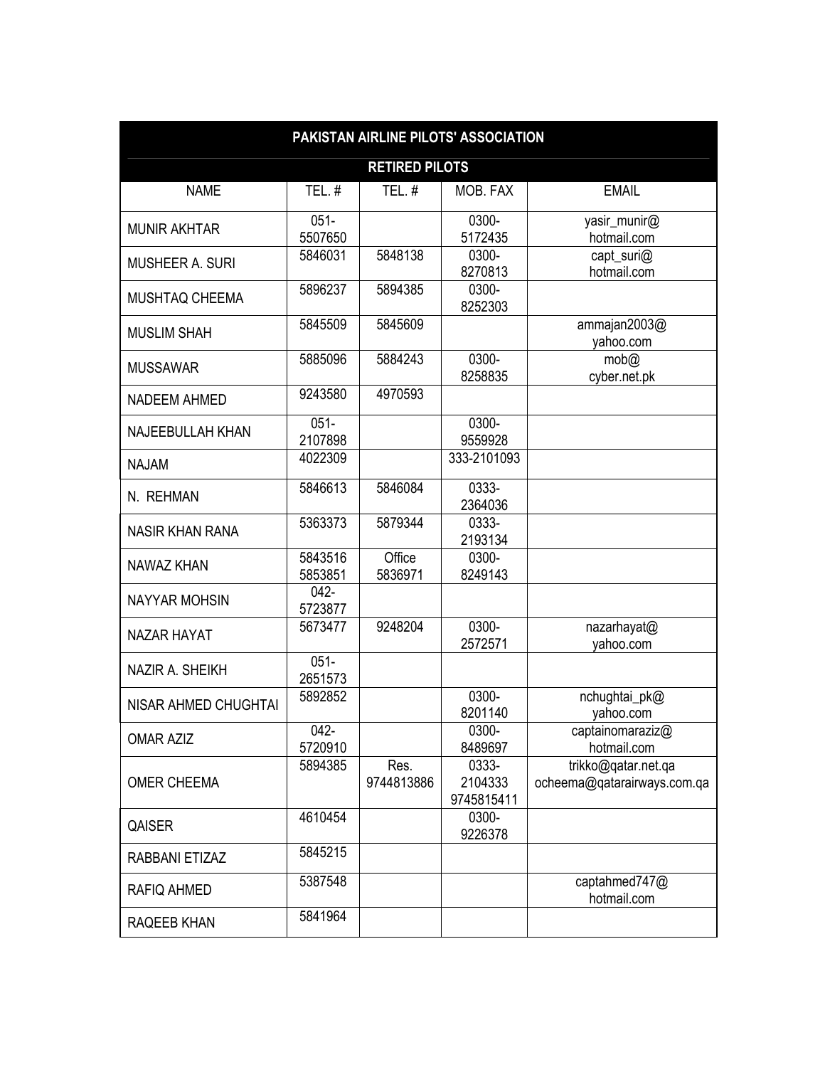| PAKISTAN AIRLINE PILOTS' ASSOCIATION | | | | |
|---|---|---|---|---|
| RETIRED PILOTS | | | | |
| NAME | TEL. # | TEL. # | MOB. FAX | EMAIL |
| MUNIR AKHTAR | 051-5507650 | | 0300-5172435 | yasir_munir@hotmail.com |
| MUSHEER A. SURI | 5846031 | 5848138 | 0300-8270813 | capt_suri@hotmail.com |
| MUSHTAQ CHEEMA | 5896237 | 5894385 | 0300-8252303 | |
| MUSLIM SHAH | 5845509 | 5845609 | | ammajan2003@yahoo.com |
| MUSSAWAR | 5885096 | 5884243 | 0300-8258835 | mob@cyber.net.pk |
| NADEEM AHMED | 9243580 | 4970593 | | |
| NAJEEBULLAH KHAN | 051-2107898 | | 0300-9559928 | |
| NAJAM | 4022309 | | 333-2101093 | |
| N. REHMAN | 5846613 | 5846084 | 0333-2364036 | |
| NASIR KHAN RANA | 5363373 | 5879344 | 0333-2193134 | |
| NAWAZ KHAN | 5843516 5853851 | Office 5836971 | 0300-8249143 | |
| NAYYAR MOHSIN | 042-5723877 | | | |
| NAZAR HAYAT | 5673477 | 9248204 | 0300-2572571 | nazarhayat@yahoo.com |
| NAZIR A. SHEIKH | 051-2651573 | | | |
| NISAR AHMED CHUGHTAI | 5892852 | | 0300-8201140 | nchughtai_pk@yahoo.com |
| OMAR AZIZ | 042-5720910 | | 0300-8489697 | captainomaraziz@hotmail.com |
| OMER CHEEMA | 5894385 | Res. 9744813886 | 0333-2104333 9745815411 | trikko@qatar.net.qa ocheema@qatarairways.com.qa |
| QAISER | 4610454 | | 0300-9226378 | |
| RABBANI ETIZAZ | 5845215 | | | |
| RAFIQ AHMED | 5387548 | | | captahmed747@hotmail.com |
| RAQEEB KHAN | 5841964 | | | |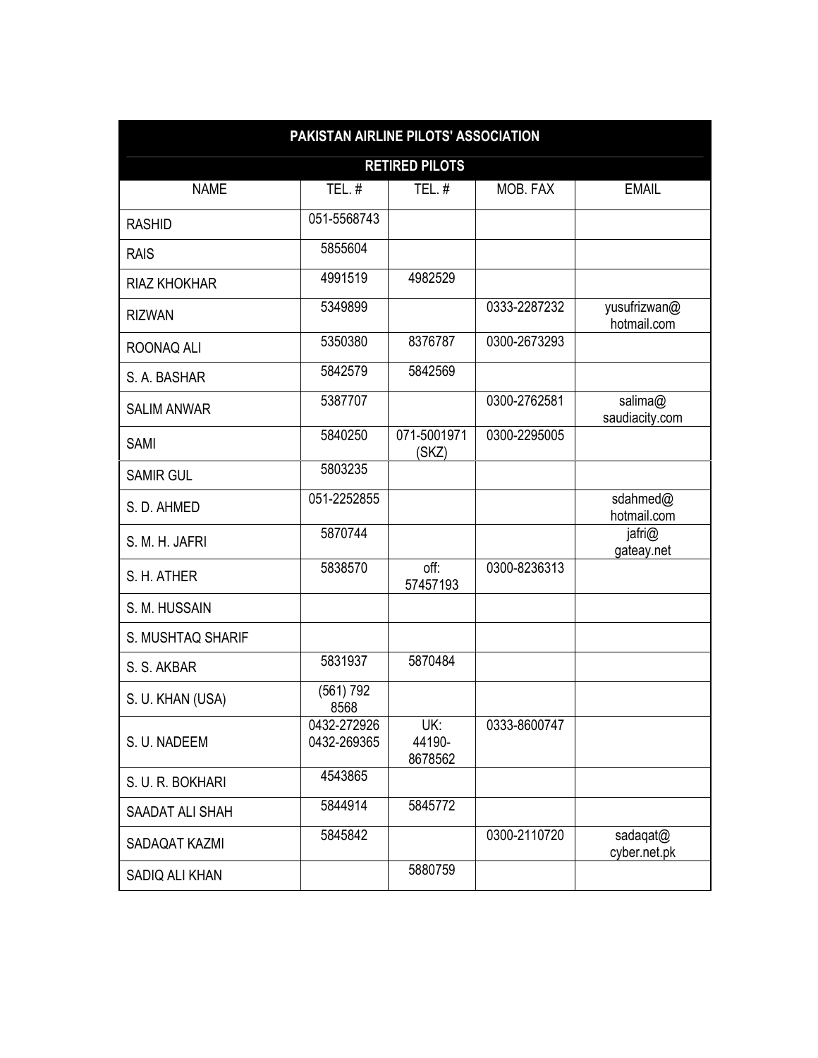| PAKISTAN AIRLINE PILOTS' ASSOCIATION | | | | |
|---|---|---|---|---|
| RETIRED PILOTS | | | | |
| NAME | TEL. # | TEL. # | MOB. FAX | EMAIL |
| RASHID | 051-5568743 | | | |
| RAIS | 5855604 | | | |
| RIAZ KHOKHAR | 4991519 | 4982529 | | |
| RIZWAN | 5349899 | | 0333-2287232 | yusufrizwan@ hotmail.com |
| ROONAQ ALI | 5350380 | 8376787 | 0300-2673293 | |
| S. A. BASHAR | 5842579 | 5842569 | | |
| SALIM ANWAR | 5387707 | | 0300-2762581 | salima@ saudiacity.com |
| SAMI | 5840250 | 071-5001971 (SKZ) | 0300-2295005 | |
| SAMIR GUL | 5803235 | | | |
| S. D. AHMED | 051-2252855 | | | sdahmed@ hotmail.com |
| S. M. H. JAFRI | 5870744 | | | jafri@ gateay.net |
| S. H. ATHER | 5838570 | off: 57457193 | 0300-8236313 | |
| S. M. HUSSAIN | | | | |
| S. MUSHTAQ SHARIF | | | | |
| S. S. AKBAR | 5831937 | 5870484 | | |
| S. U. KHAN (USA) | (561) 792 8568 | | | |
| S. U. NADEEM | 0432-272926 0432-269365 | UK: 44190-8678562 | 0333-8600747 | |
| S. U. R. BOKHARI | 4543865 | | | |
| SAADAT ALI SHAH | 5844914 | 5845772 | | |
| SADAQAT KAZMI | 5845842 | | 0300-2110720 | sadaqat@ cyber.net.pk |
| SADIQ ALI KHAN | | 5880759 | | |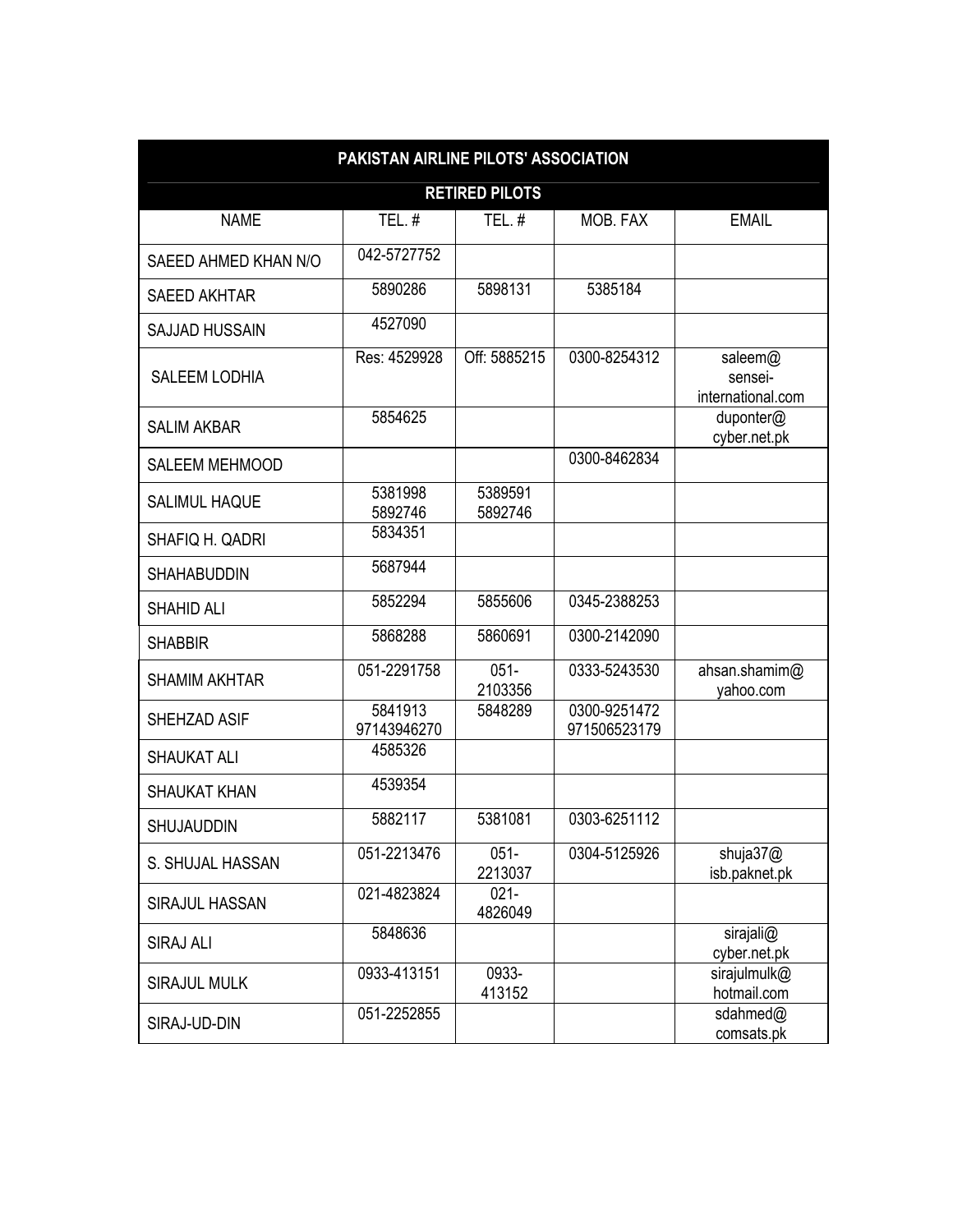| PAKISTAN AIRLINE PILOTS' ASSOCIATION | | | | |
|---|---|---|---|---|
| RETIRED PILOTS | | | | |
| NAME | TEL. # | TEL. # | MOB. FAX | EMAIL |
| SAEED AHMED KHAN N/O | 042-5727752 | | | |
| SAEED AKHTAR | 5890286 | 5898131 | 5385184 | |
| SAJJAD HUSSAIN | 4527090 | | | |
| SALEEM LODHIA | Res: 4529928 | Off: 5885215 | 0300-8254312 | saleem@ sensei-international.com |
| SALIM AKBAR | 5854625 | | | duponter@ cyber.net.pk |
| SALEEM MEHMOOD | | | 0300-8462834 | |
| SALIMUL HAQUE | 5381998 5892746 | 5389591 5892746 | | |
| SHAFIQ H. QADRI | 5834351 | | | |
| SHAHABUDDIN | 5687944 | | | |
| SHAHID ALI | 5852294 | 5855606 | 0345-2388253 | |
| SHABBIR | 5868288 | 5860691 | 0300-2142090 | |
| SHAMIM AKHTAR | 051-2291758 | 051-2103356 | 0333-5243530 | ahsan.shamim@ yahoo.com |
| SHEHZAD ASIF | 5841913 97143946270 | 5848289 | 0300-9251472 971506523179 | |
| SHAUKAT ALI | 4585326 | | | |
| SHAUKAT KHAN | 4539354 | | | |
| SHUJAUDDIN | 5882117 | 5381081 | 0303-6251112 | |
| S. SHUJAL HASSAN | 051-2213476 | 051-2213037 | 0304-5125926 | shuja37@ isb.paknet.pk |
| SIRAJUL HASSAN | 021-4823824 | 021-4826049 | | |
| SIRAJ ALI | 5848636 | | | sirajali@ cyber.net.pk |
| SIRAJUL MULK | 0933-413151 | 0933-413152 | | sirajulmulk@ hotmail.com |
| SIRAJ-UD-DIN | 051-2252855 | | | sdahmed@ comsats.pk |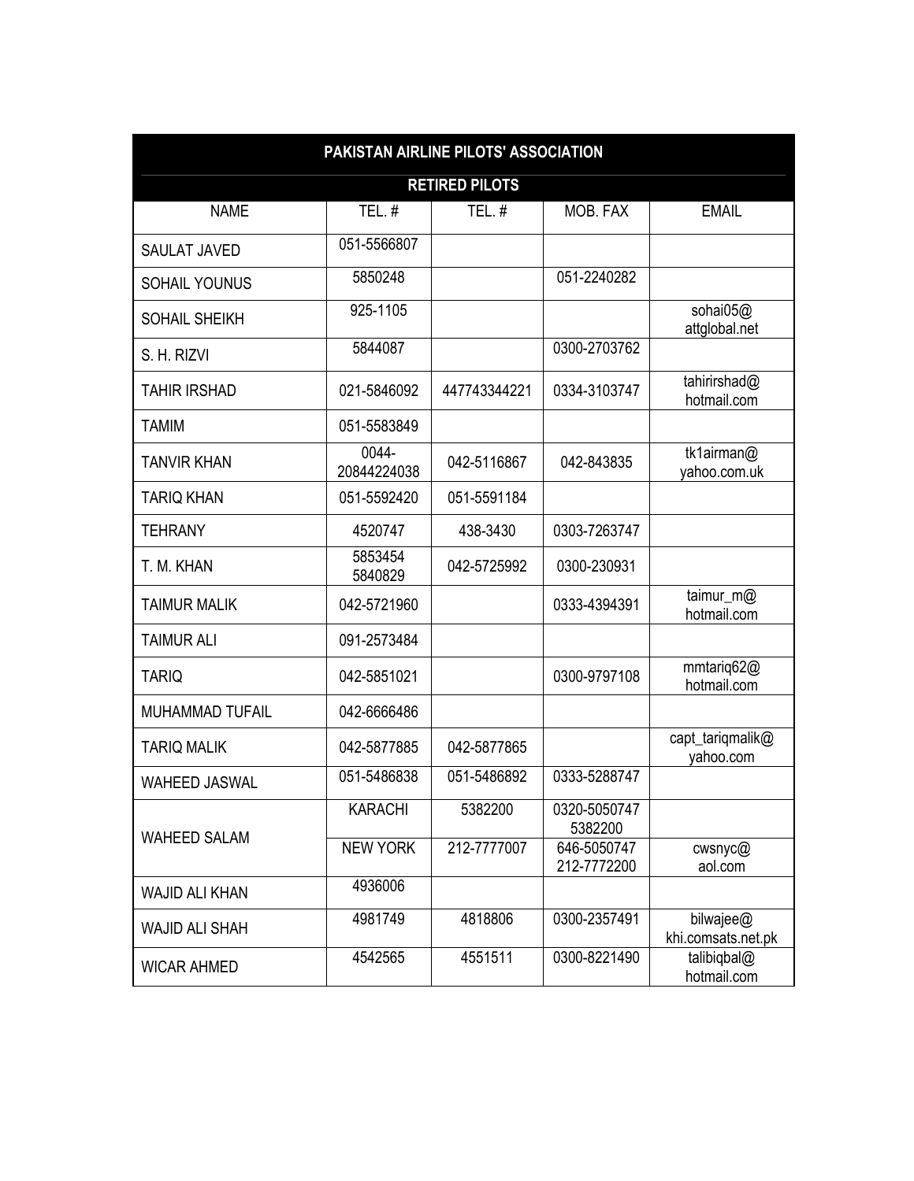| PAKISTAN AIRLINE PILOTS' ASSOCIATION | | | | |
|---|---|---|---|---|
| RETIRED PILOTS | | | | |
| NAME | TEL. # | TEL. # | MOB. FAX | EMAIL |
| SAULAT JAVED | 051-5566807 | | | |
| SOHAIL YOUNUS | 5850248 | | 051-2240282 | |
| SOHAIL SHEIKH | 925-1105 | | | sohai05@ attglobal.net |
| S. H. RIZVI | 5844087 | | 0300-2703762 | |
| TAHIR IRSHAD | 021-5846092 | 447743344221 | 0334-3103747 | tahirirshad@ hotmail.com |
| TAMIM | 051-5583849 | | | |
| TANVIR KHAN | 0044-20844224038 | 042-5116867 | 042-843835 | tk1airman@ yahoo.com.uk |
| TARIQ KHAN | 051-5592420 | 051-5591184 | | |
| TEHRANY | 4520747 | 438-3430 | 0303-7263747 | |
| T. M. KHAN | 5853454 5840829 | 042-5725992 | 0300-230931 | |
| TAIMUR MALIK | 042-5721960 | | 0333-4394391 | taimur_m@ hotmail.com |
| TAIMUR ALI | 091-2573484 | | | |
| TARIQ | 042-5851021 | | 0300-9797108 | mmtariq62@ hotmail.com |
| MUHAMMAD TUFAIL | 042-6666486 | | | |
| TARIQ MALIK | 042-5877885 | 042-5877865 | | capt_tariqmalik@ yahoo.com |
| WAHEED JASWAL | 051-5486838 | 051-5486892 | 0333-5288747 | |
| WAHEED SALAM | KARACHI | 5382200 | 0320-5050747 5382200 | |
| | NEW YORK | 212-7777007 | 646-5050747 212-7772200 | cwsnyc@ aol.com |
| WAJID ALI KHAN | 4936006 | | | |
| WAJID ALI SHAH | 4981749 | 4818806 | 0300-2357491 | bilwajee@ khi.comsats.net.pk |
| WICAR AHMED | 4542565 | 4551511 | 0300-8221490 | talibiqbal@ hotmail.com |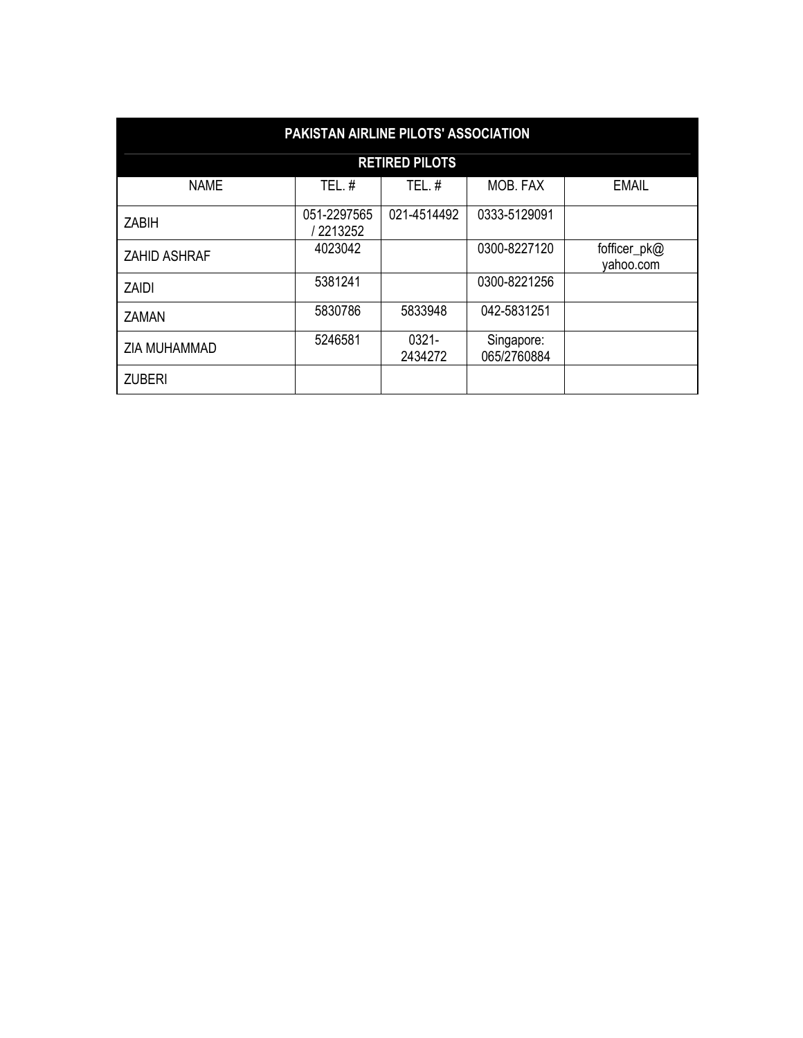| PAKISTAN AIRLINE PILOTS' ASSOCIATION | | | | |
|---|---|---|---|---|
| RETIRED PILOTS | | | | |
| NAME | TEL. # | TEL. # | MOB. FAX | EMAIL |
| ZABIH | 051-2297565 / 2213252 | 021-4514492 | 0333-5129091 | |
| ZAHID ASHRAF | 4023042 | | 0300-8227120 | fofficer_pk@yahoo.com |
| ZAIDI | 5381241 | | 0300-8221256 | |
| ZAMAN | 5830786 | 5833948 | 042-5831251 | |
| ZIA MUHAMMAD | 5246581 | 0321-2434272 | Singapore: 065/2760884 | |
| ZUBERI | | | | |